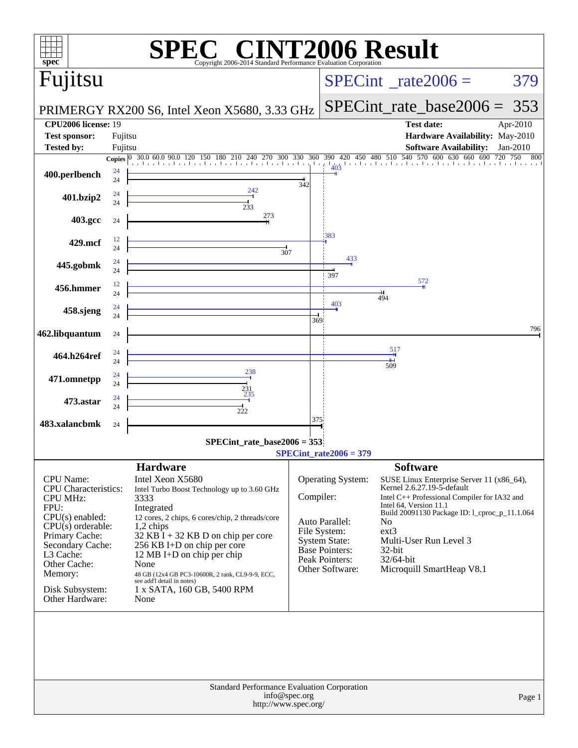# SPEC CINT2006 Result

Copyright 2006-2014 Standard Performance Evaluation Corporation

## Fujitsu

PRIMERGY RX200 S6, Intel Xeon X5680, 3.33 GHz

SPECint_rate2006 = 379

SPECint_rate_base2006 = 353

| | | | |
|---|---|---|---|
| **CPU2006 license:** | 19 | **Test date:** | Apr-2010 |
| **Test sponsor:** | Fujitsu | **Hardware Availability:** | May-2010 |
| **Tested by:** | Fujitsu | **Software Availability:** | Jan-2010 |

| Benchmark | Copies (peak) | Peak | Copies (base) | Base |
|---|---|---|---|---|
| 400.perlbench | 24 | 403 | 24 | 342 |
| 401.bzip2 | 24 | 242 | 24 | 233 |
| 403.gcc | | | 24 | 273 |
| 429.mcf | 12 | 383 | 24 | 307 |
| 445.gobmk | 24 | 433 | 24 | 397 |
| 456.hmmer | 12 | 572 | 24 | 494 |
| 458.sjeng | 24 | 403 | 24 | 369 |
| 462.libquantum | | | 24 | 796 |
| 464.h264ref | 24 | 517 | 24 | 509 |
| 471.omnetpp | 24 | 238 | 24 | 231 |
| 473.astar | 24 | 235 | 24 | 222 |
| 483.xalancbmk | | | 24 | 375 |

SPECint_rate_base2006 = 353

SPECint_rate2006 = 379

## Hardware

| | |
|---|---|
| CPU Name: | Intel Xeon X5680 |
| CPU Characteristics: | Intel Turbo Boost Technology up to 3.60 GHz |
| CPU MHz: | 3333 |
| FPU: | Integrated |
| CPU(s) enabled: | 12 cores, 2 chips, 6 cores/chip, 2 threads/core |
| CPU(s) orderable: | 1,2 chips |
| Primary Cache: | 32 KB I + 32 KB D on chip per core |
| Secondary Cache: | 256 KB I+D on chip per core |
| L3 Cache: | 12 MB I+D on chip per chip |
| Other Cache: | None |
| Memory: | 48 GB (12x4 GB PC3-10600R, 2 rank, CL9-9-9, ECC, see add'l detail in notes) |
| Disk Subsystem: | 1 x SATA, 160 GB, 5400 RPM |
| Other Hardware: | None |

## Software

| | |
|---|---|
| Operating System: | SUSE Linux Enterprise Server 11 (x86_64), Kernel 2.6.27.19-5-default |
| Compiler: | Intel C++ Professional Compiler for IA32 and Intel 64, Version 11.1 Build 20091130 Package ID: l_cproc_p_11.1.064 |
| Auto Parallel: | No |
| File System: | ext3 |
| System State: | Multi-User Run Level 3 |
| Base Pointers: | 32-bit |
| Peak Pointers: | 32/64-bit |
| Other Software: | Microquill SmartHeap V8.1 |

Standard Performance Evaluation Corporation
info@spec.org
http://www.spec.org/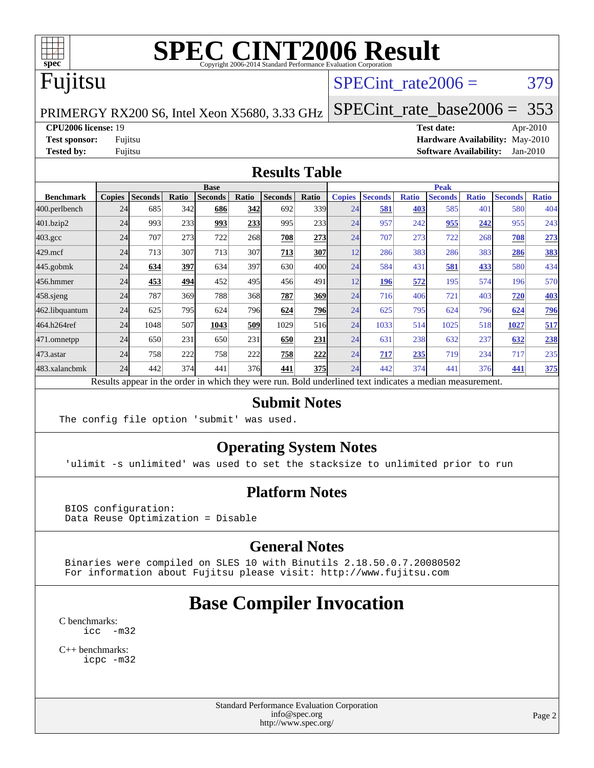# SPEC CINT2006 Result

Copyright 2006-2014 Standard Performance Evaluation Corporation

# Fujitsu

PRIMERGY RX200 S6, Intel Xeon X5680, 3.33 GHz

SPECint_rate2006 = 379

SPECint_rate_base2006 = 353

**CPU2006 license:** 19
**Test sponsor:** Fujitsu
**Tested by:** Fujitsu

**Test date:** Apr-2010
**Hardware Availability:** May-2010
**Software Availability:** Jan-2010

## Results Table

| Benchmark | Base | | | | | | | Peak | | | | | | |
|---|---|---|---|---|---|---|---|---|---|---|---|---|---|---|
| | Copies | Seconds | Ratio | Seconds | Ratio | Seconds | Ratio | Copies | Seconds | Ratio | Seconds | Ratio | Seconds | Ratio |
| 400.perlbench | 24 | 685 | 342 | **686** | **342** | 692 | 339 | 24 | **581** | **403** | 585 | 401 | 580 | 404 |
| 401.bzip2 | 24 | 993 | 233 | **993** | **233** | 995 | 233 | 24 | 957 | 242 | **955** | **242** | 955 | 243 |
| 403.gcc | 24 | 707 | 273 | 722 | 268 | **708** | **273** | 24 | 707 | 273 | 722 | 268 | **708** | **273** |
| 429.mcf | 24 | 713 | 307 | 713 | 307 | **713** | **307** | 12 | 286 | 383 | 286 | 383 | **286** | **383** |
| 445.gobmk | 24 | **634** | **397** | 634 | 397 | 630 | 400 | 24 | 584 | 431 | **581** | **433** | 580 | 434 |
| 456.hmmer | 24 | **453** | **494** | 452 | 495 | 456 | 491 | 12 | **196** | **572** | 195 | 574 | 196 | 570 |
| 458.sjeng | 24 | 787 | 369 | 788 | 368 | **787** | **369** | 24 | 716 | 406 | 721 | 403 | **720** | **403** |
| 462.libquantum | 24 | 625 | 795 | 624 | 796 | **624** | **796** | 24 | 625 | 795 | 624 | 796 | **624** | **796** |
| 464.h264ref | 24 | 1048 | 507 | **1043** | **509** | 1029 | 516 | 24 | 1033 | 514 | 1025 | 518 | **1027** | **517** |
| 471.omnetpp | 24 | 650 | 231 | 650 | 231 | **650** | **231** | 24 | 631 | 238 | 632 | 237 | **632** | **238** |
| 473.astar | 24 | 758 | 222 | 758 | 222 | **758** | **222** | 24 | **717** | **235** | 719 | 234 | 717 | 235 |
| 483.xalancbmk | 24 | 442 | 374 | 441 | 376 | **441** | **375** | 24 | 442 | 374 | 441 | 376 | **441** | **375** |

Results appear in the order in which they were run. Bold underlined text indicates a median measurement.

## Submit Notes

```
The config file option 'submit' was used.
```

## Operating System Notes

```
'ulimit -s unlimited' was used to set the stacksize to unlimited prior to run
```

## Platform Notes

```
BIOS configuration:
Data Reuse Optimization = Disable
```

## General Notes

```
Binaries were compiled on SLES 10 with Binutils 2.18.50.0.7.20080502
For information about Fujitsu please visit: http://www.fujitsu.com
```

## Base Compiler Invocation

C benchmarks:
```
icc  -m32
```

C++ benchmarks:
```
icpc -m32
```

Standard Performance Evaluation Corporation
info@spec.org
http://www.spec.org/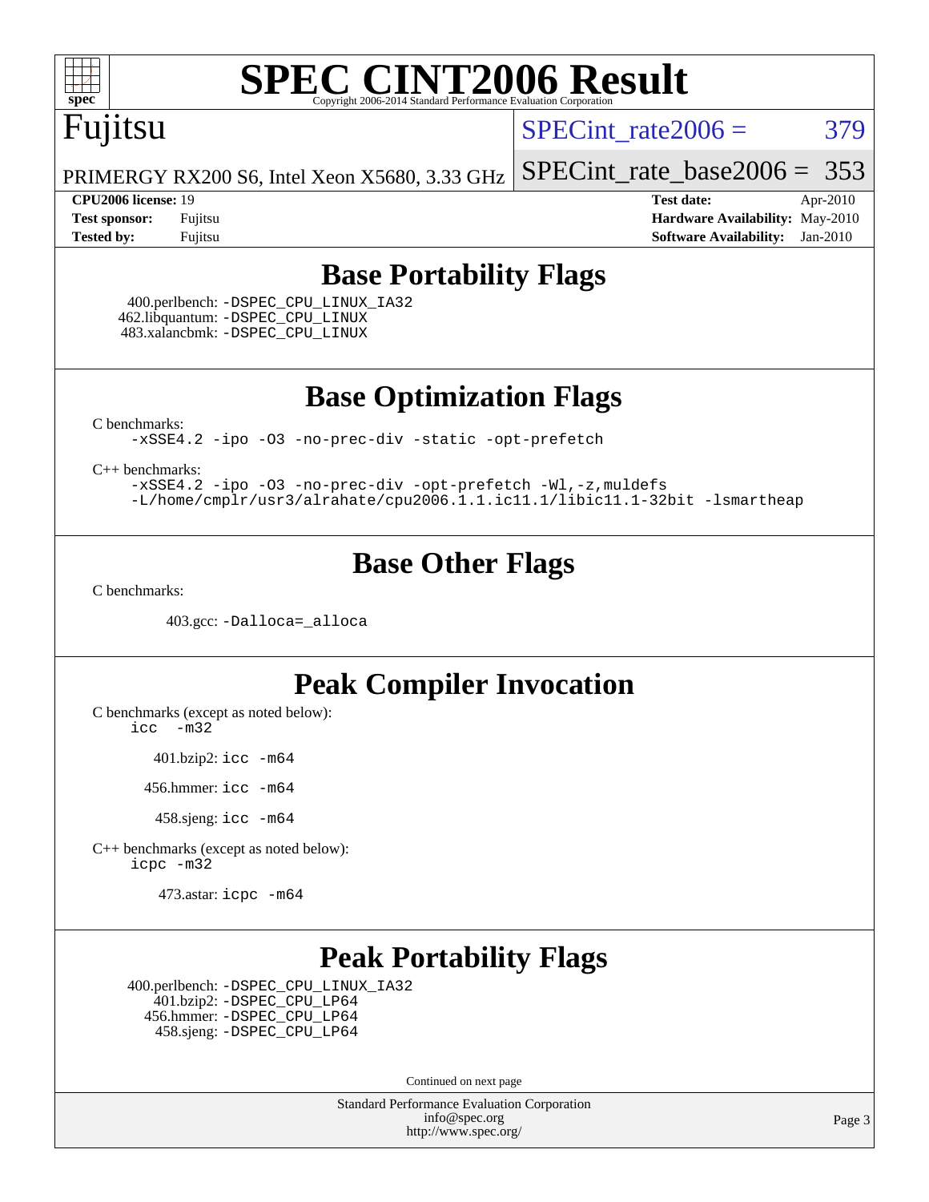# SPEC CINT2006 Result

Copyright 2006-2014 Standard Performance Evaluation Corporation

## Fujitsu

PRIMERGY RX200 S6, Intel Xeon X5680, 3.33 GHz

SPECint_rate2006 = 379

SPECint_rate_base2006 = 353

**CPU2006 license:** 19
**Test sponsor:** Fujitsu
**Tested by:** Fujitsu

**Test date:** Apr-2010
**Hardware Availability:** May-2010
**Software Availability:** Jan-2010

## Base Portability Flags

400.perlbench: -DSPEC_CPU_LINUX_IA32
462.libquantum: -DSPEC_CPU_LINUX
483.xalancbmk: -DSPEC_CPU_LINUX

## Base Optimization Flags

C benchmarks:
```
-xSSE4.2 -ipo -O3 -no-prec-div -static -opt-prefetch
```

C++ benchmarks:
```
-xSSE4.2 -ipo -O3 -no-prec-div -opt-prefetch -Wl,-z,muldefs
-L/home/cmplr/usr3/alrahate/cpu2006.1.1.ic11.1/libic11.1-32bit -lsmartheap
```

## Base Other Flags

C benchmarks:

403.gcc: -Dalloca=_alloca

## Peak Compiler Invocation

C benchmarks (except as noted below):
```
icc -m32
```

401.bzip2: icc -m64

456.hmmer: icc -m64

458.sjeng: icc -m64

C++ benchmarks (except as noted below):
```
icpc -m32
```

473.astar: icpc -m64

## Peak Portability Flags

400.perlbench: -DSPEC_CPU_LINUX_IA32
401.bzip2: -DSPEC_CPU_LP64
456.hmmer: -DSPEC_CPU_LP64
458.sjeng: -DSPEC_CPU_LP64

Continued on next page

Standard Performance Evaluation Corporation
info@spec.org
http://www.spec.org/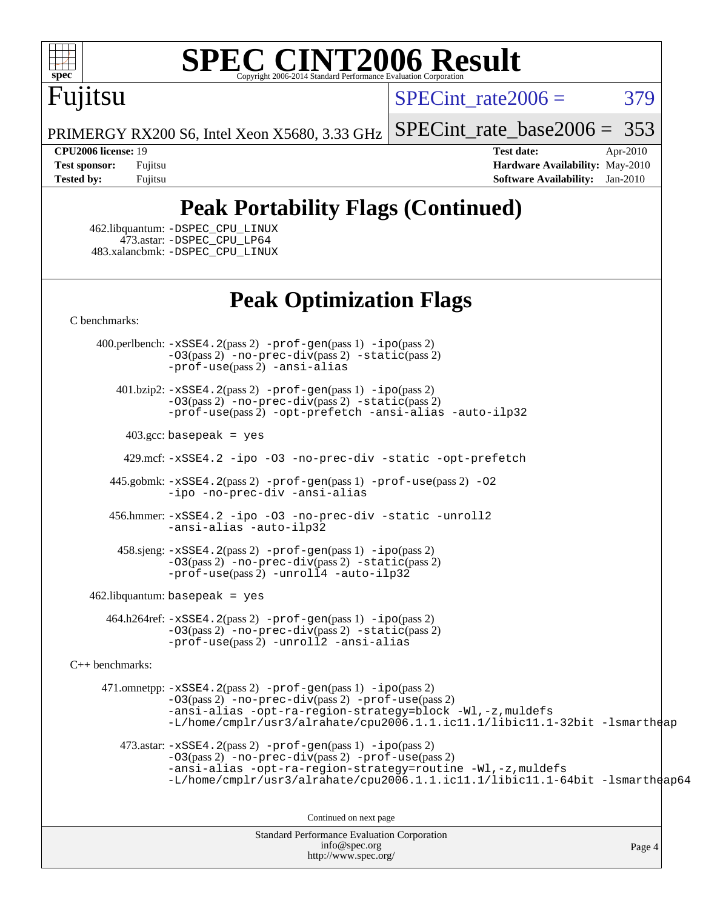# Peak Portability Flags (Continued)

462.libquantum: -DSPEC_CPU_LINUX
473.astar: -DSPEC_CPU_LP64
483.xalancbmk: -DSPEC_CPU_LINUX

# Peak Optimization Flags

C benchmarks:

400.perlbench: -xSSE4.2(pass 2) -prof-gen(pass 1) -ipo(pass 2) -O3(pass 2) -no-prec-div(pass 2) -static(pass 2) -prof-use(pass 2) -ansi-alias

401.bzip2: -xSSE4.2(pass 2) -prof-gen(pass 1) -ipo(pass 2) -O3(pass 2) -no-prec-div(pass 2) -static(pass 2) -prof-use(pass 2) -opt-prefetch -ansi-alias -auto-ilp32

403.gcc: basepeak = yes

429.mcf: -xSSE4.2 -ipo -O3 -no-prec-div -static -opt-prefetch

445.gobmk: -xSSE4.2(pass 2) -prof-gen(pass 1) -prof-use(pass 2) -O2 -ipo -no-prec-div -ansi-alias

456.hmmer: -xSSE4.2 -ipo -O3 -no-prec-div -static -unroll2 -ansi-alias -auto-ilp32

458.sjeng: -xSSE4.2(pass 2) -prof-gen(pass 1) -ipo(pass 2) -O3(pass 2) -no-prec-div(pass 2) -static(pass 2) -prof-use(pass 2) -unroll4 -auto-ilp32

462.libquantum: basepeak = yes

464.h264ref: -xSSE4.2(pass 2) -prof-gen(pass 1) -ipo(pass 2) -O3(pass 2) -no-prec-div(pass 2) -static(pass 2) -prof-use(pass 2) -unroll2 -ansi-alias

C++ benchmarks:

471.omnetpp: -xSSE4.2(pass 2) -prof-gen(pass 1) -ipo(pass 2) -O3(pass 2) -no-prec-div(pass 2) -prof-use(pass 2) -ansi-alias -opt-ra-region-strategy=block -Wl,-z,muldefs -L/home/cmplr/usr3/alrahate/cpu2006.1.1.ic11.1/libic11.1-32bit -lsmartheap

473.astar: -xSSE4.2(pass 2) -prof-gen(pass 1) -ipo(pass 2) -O3(pass 2) -no-prec-div(pass 2) -prof-use(pass 2) -ansi-alias -opt-ra-region-strategy=routine -Wl,-z,muldefs -L/home/cmplr/usr3/alrahate/cpu2006.1.1.ic11.1/libic11.1-64bit -lsmartheap64

Continued on next page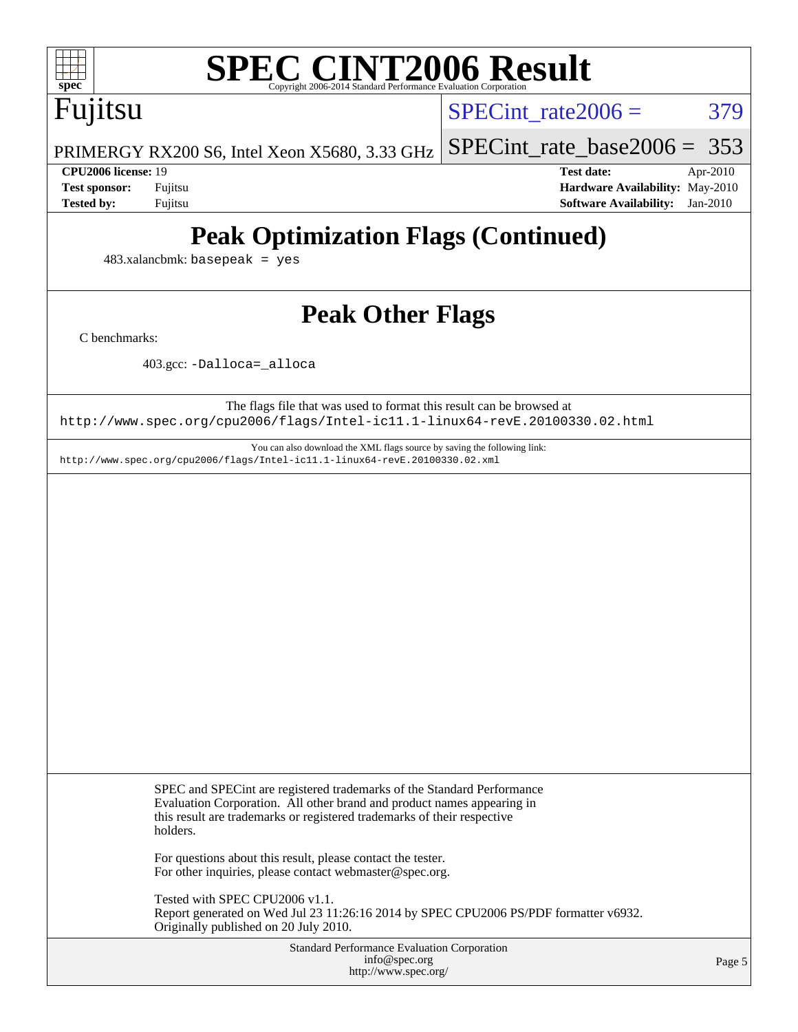# Peak Optimization Flags (Continued)

483.xalancbmk: basepeak = yes

# Peak Other Flags

C benchmarks:

403.gcc: -Dalloca=_alloca

The flags file that was used to format this result can be browsed at
http://www.spec.org/cpu2006/flags/Intel-ic11.1-linux64-revE.20100330.02.html

You can also download the XML flags source by saving the following link:
http://www.spec.org/cpu2006/flags/Intel-ic11.1-linux64-revE.20100330.02.xml

SPEC and SPECint are registered trademarks of the Standard Performance Evaluation Corporation. All other brand and product names appearing in this result are trademarks or registered trademarks of their respective holders.

For questions about this result, please contact the tester.
For other inquiries, please contact webmaster@spec.org.

Tested with SPEC CPU2006 v1.1.
Report generated on Wed Jul 23 11:26:16 2014 by SPEC CPU2006 PS/PDF formatter v6932.
Originally published on 20 July 2010.